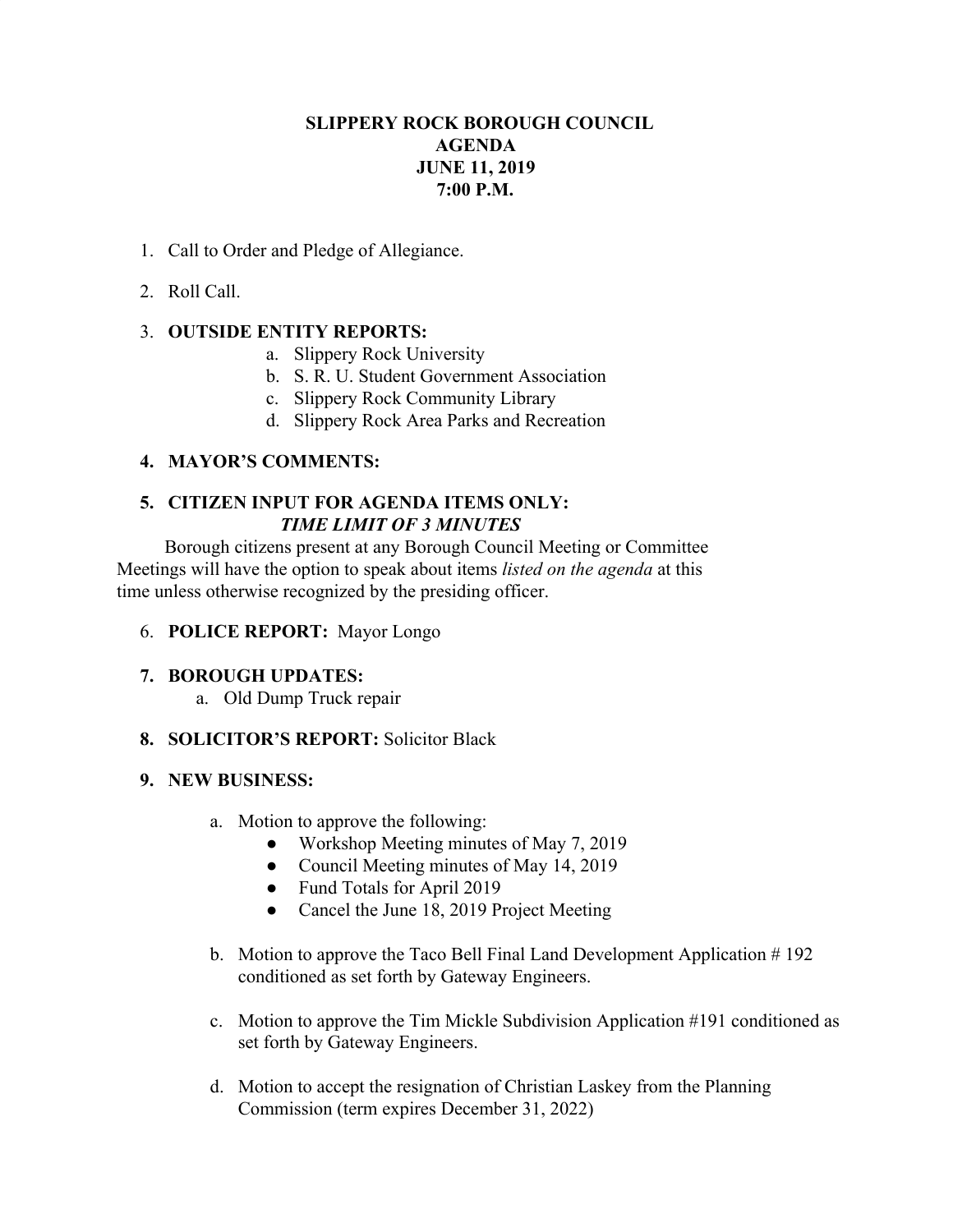# SLIPPERY ROCK BOROUGH COUNCIL
# AGENDA
# JUNE 11, 2019
# 7:00 P.M.

1. Call to Order and Pledge of Allegiance.

2. Roll Call.

3. **OUTSIDE ENTITY REPORTS:**
   a. Slippery Rock University
   b. S. R. U. Student Government Association
   c. Slippery Rock Community Library
   d. Slippery Rock Area Parks and Recreation

4. **MAYOR'S COMMENTS:**

5. **CITIZEN INPUT FOR AGENDA ITEMS ONLY:**
   ***TIME LIMIT OF 3 MINUTES***

   Borough citizens present at any Borough Council Meeting or Committee Meetings will have the option to speak about items *listed on the agenda* at this time unless otherwise recognized by the presiding officer.

6. **POLICE REPORT:** Mayor Longo

7. **BOROUGH UPDATES:**
   a. Old Dump Truck repair

8. **SOLICITOR'S REPORT:** Solicitor Black

9. **NEW BUSINESS:**

   a. Motion to approve the following:
      - Workshop Meeting minutes of May 7, 2019
      - Council Meeting minutes of May 14, 2019
      - Fund Totals for April 2019
      - Cancel the June 18, 2019 Project Meeting

   b. Motion to approve the Taco Bell Final Land Development Application # 192 conditioned as set forth by Gateway Engineers.

   c. Motion to approve the Tim Mickle Subdivision Application #191 conditioned as set forth by Gateway Engineers.

   d. Motion to accept the resignation of Christian Laskey from the Planning Commission (term expires December 31, 2022)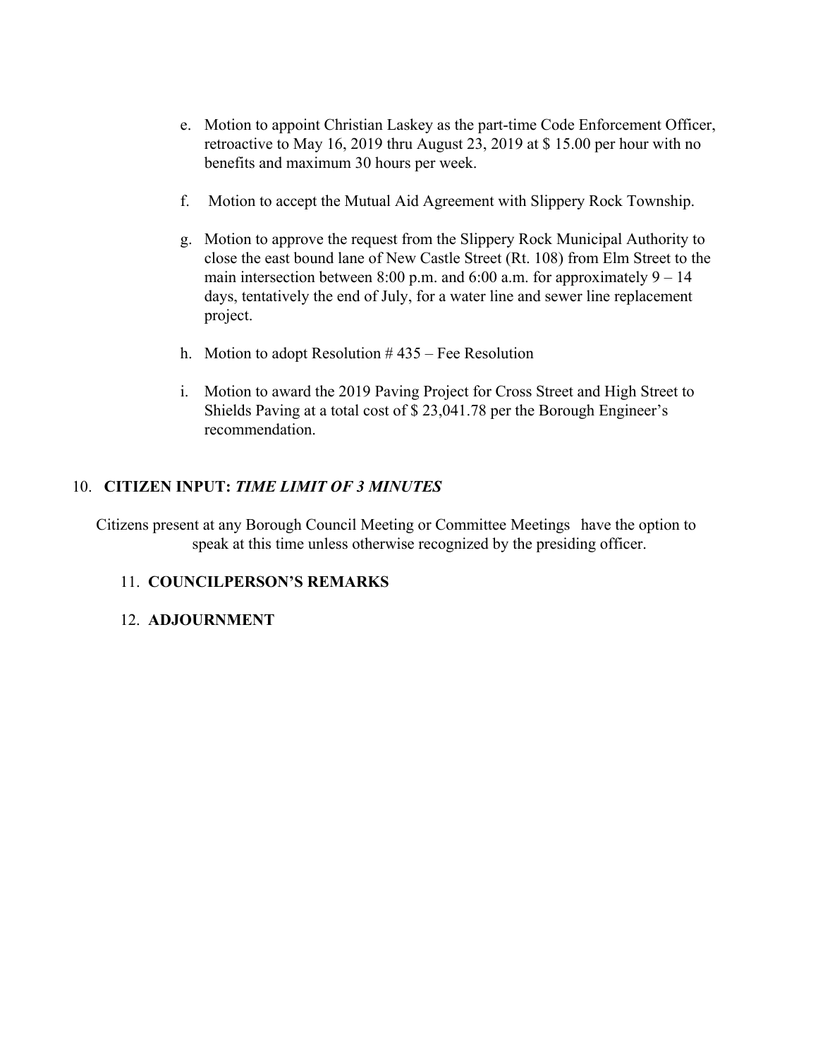e. Motion to appoint Christian Laskey as the part-time Code Enforcement Officer, retroactive to May 16, 2019 thru August 23, 2019 at $ 15.00 per hour with no benefits and maximum 30 hours per week.

f. Motion to accept the Mutual Aid Agreement with Slippery Rock Township.

g. Motion to approve the request from the Slippery Rock Municipal Authority to close the east bound lane of New Castle Street (Rt. 108) from Elm Street to the main intersection between 8:00 p.m. and 6:00 a.m. for approximately 9 – 14 days, tentatively the end of July, for a water line and sewer line replacement project.

h. Motion to adopt Resolution # 435 – Fee Resolution

i. Motion to award the 2019 Paving Project for Cross Street and High Street to Shields Paving at a total cost of $ 23,041.78 per the Borough Engineer's recommendation.

10. **CITIZEN INPUT:** ***TIME LIMIT OF 3 MINUTES***

Citizens present at any Borough Council Meeting or Committee Meetings have the option to speak at this time unless otherwise recognized by the presiding officer.

11. **COUNCILPERSON'S REMARKS**

12. **ADJOURNMENT**